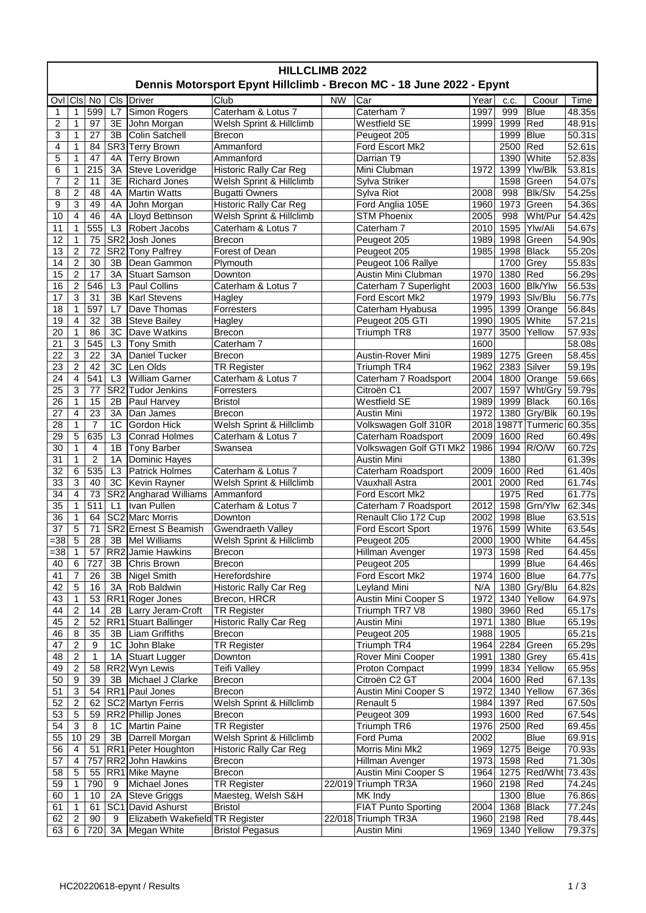# HILLCLIMB 2022

## Dennis Motorsport Epynt Hillclimb - Brecon MC - 18 June 2022 - Epynt

| Ovl | Cls | No | Cls | Driver | Club | NW | Car | Year | c.c. | Coour | Time |
|---|---|---|---|---|---|---|---|---|---|---|---|
| 1 | 1 | 599 | L7 | Simon Rogers | Caterham & Lotus 7 | | Caterham 7 | 1997 | 999 | Blue | 48.35s |
| 2 | 1 | 97 | 3E | John Morgan | Welsh Sprint & Hillclimb | | Westfield SE | 1999 | 1999 | Red | 48.91s |
| 3 | 1 | 27 | 3B | Colin Satchell | Brecon | | Peugeot 205 | | 1999 | Blue | 50.31s |
| 4 | 1 | 84 | SR3 | Terry Brown | Ammanford | | Ford Escort Mk2 | | 2500 | Red | 52.61s |
| 5 | 1 | 47 | 4A | Terry Brown | Ammanford | | Darrian T9 | | 1390 | White | 52.83s |
| 6 | 1 | 215 | 3A | Steve Loveridge | Historic Rally Car Reg | | Mini Clubman | 1972 | 1399 | Ylw/Blk | 53.81s |
| 7 | 2 | 11 | 3E | Richard Jones | Welsh Sprint & Hillclimb | | Sylva Striker | | 1598 | Green | 54.07s |
| 8 | 2 | 48 | 4A | Martin Watts | Bugatti Owners | | Sylva Riot | 2008 | 998 | Blk/Slv | 54.25s |
| 9 | 3 | 49 | 4A | John Morgan | Historic Rally Car Reg | | Ford Anglia 105E | 1960 | 1973 | Green | 54.36s |
| 10 | 4 | 46 | 4A | Lloyd Bettinson | Welsh Sprint & Hillclimb | | STM Phoenix | 2005 | 998 | Wht/Pur | 54.42s |
| 11 | 1 | 555 | L3 | Robert Jacobs | Caterham & Lotus 7 | | Caterham 7 | 2010 | 1595 | Ylw/Ali | 54.67s |
| 12 | 1 | 75 | SR2 | Josh Jones | Brecon | | Peugeot 205 | 1989 | 1998 | Green | 54.90s |
| 13 | 2 | 72 | SR2 | Tony Palfrey | Forest of Dean | | Peugeot 205 | 1985 | 1998 | Black | 55.20s |
| 14 | 2 | 30 | 3B | Dean Gammon | Plymouth | | Peugeot 106 Rallye | | 1700 | Grey | 55.83s |
| 15 | 2 | 17 | 3A | Stuart Samson | Downton | | Austin Mini Clubman | 1970 | 1380 | Red | 56.29s |
| 16 | 2 | 546 | L3 | Paul Collins | Caterham & Lotus 7 | | Caterham 7 Superlight | 2003 | 1600 | Blk/Ylw | 56.53s |
| 17 | 3 | 31 | 3B | Karl Stevens | Hagley | | Ford Escort Mk2 | 1979 | 1993 | Slv/Blu | 56.77s |
| 18 | 1 | 597 | L7 | Dave Thomas | Forresters | | Caterham Hyabusa | 1995 | 1399 | Orange | 56.84s |
| 19 | 4 | 32 | 3B | Steve Bailey | Hagley | | Peugeot 205 GTI | 1990 | 1905 | White | 57.21s |
| 20 | 1 | 86 | 3C | Dave Watkins | Brecon | | Triumph TR8 | 1977 | 3500 | Yellow | 57.93s |
| 21 | 3 | 545 | L3 | Tony Smith | Caterham 7 | | | 1600 | | | 58.08s |
| 22 | 3 | 22 | 3A | Daniel Tucker | Brecon | | Austin-Rover Mini | 1989 | 1275 | Green | 58.45s |
| 23 | 2 | 42 | 3C | Len Olds | TR Register | | Triumph TR4 | 1962 | 2383 | Silver | 59.19s |
| 24 | 4 | 541 | L3 | William Garner | Caterham & Lotus 7 | | Caterham 7 Roadsport | 2004 | 1800 | Orange | 59.66s |
| 25 | 3 | 77 | SR2 | Tudor Jenkins | Forresters | | Citroën C1 | 2007 | 1597 | Wht/Gry | 59.79s |
| 26 | 1 | 15 | 2B | Paul Harvey | Bristol | | Westfield SE | 1989 | 1999 | Black | 60.16s |
| 27 | 4 | 23 | 3A | Dan James | Brecon | | Austin Mini | 1972 | 1380 | Gry/Blk | 60.19s |
| 28 | 1 | 7 | 1C | Gordon Hick | Welsh Sprint & Hillclimb | | Volkswagen Golf 310R | 2018 | 1987T | Turmeric | 60.35s |
| 29 | 5 | 635 | L3 | Conrad Holmes | Caterham & Lotus 7 | | Caterham Roadsport | 2009 | 1600 | Red | 60.49s |
| 30 | 1 | 4 | 1B | Tony Barber | Swansea | | Volkswagen Golf GTI Mk2 | 1986 | 1994 | R/O/W | 60.72s |
| 31 | 1 | 2 | 1A | Dominic Hayes | | | Austin Mini | | 1380 | | 61.39s |
| 32 | 6 | 535 | L3 | Patrick Holmes | Caterham & Lotus 7 | | Caterham Roadsport | 2009 | 1600 | Red | 61.40s |
| 33 | 3 | 40 | 3C | Kevin Rayner | Welsh Sprint & Hillclimb | | Vauxhall Astra | 2001 | 2000 | Red | 61.74s |
| 34 | 4 | 73 | SR2 | Angharad Williams | Ammanford | | Ford Escort Mk2 | | 1975 | Red | 61.77s |
| 35 | 1 | 511 | L1 | Ivan Pullen | Caterham & Lotus 7 | | Caterham 7 Roadsport | 2012 | 1598 | Grn/Ylw | 62.34s |
| 36 | 1 | 64 | SC2 | Marc Morris | Downton | | Renault Clio 172 Cup | 2002 | 1998 | Blue | 63.51s |
| 37 | 5 | 71 | SR2 | Ernest S Beamish | Gwendraeth Valley | | Ford Escort Sport | 1976 | 1599 | White | 63.54s |
| =38 | 5 | 28 | 3B | Mel Williams | Welsh Sprint & Hillclimb | | Peugeot 205 | 2000 | 1900 | White | 64.45s |
| =38 | 1 | 57 | RR2 | Jamie Hawkins | Brecon | | Hillman Avenger | 1973 | 1598 | Red | 64.45s |
| 40 | 6 | 727 | 3B | Chris Brown | Brecon | | Peugeot 205 | | 1999 | Blue | 64.46s |
| 41 | 7 | 26 | 3B | Nigel Smith | Herefordshire | | Ford Escort Mk2 | 1974 | 1600 | Blue | 64.77s |
| 42 | 5 | 16 | 3A | Rob Baldwin | Historic Rally Car Reg | | Leyland Mini | N/A | 1380 | Gry/Blu | 64.82s |
| 43 | 1 | 53 | RR1 | Roger Jones | Brecon, HRCR | | Austin Mini Cooper S | 1972 | 1340 | Yellow | 64.97s |
| 44 | 2 | 14 | 2B | Larry Jeram-Croft | TR Register | | Triumph TR7 V8 | 1980 | 3960 | Red | 65.17s |
| 45 | 2 | 52 | RR1 | Stuart Ballinger | Historic Rally Car Reg | | Austin Mini | 1971 | 1380 | Blue | 65.19s |
| 46 | 8 | 35 | 3B | Liam Griffiths | Brecon | | Peugeot 205 | 1988 | 1905 | | 65.21s |
| 47 | 2 | 9 | 1C | John Blake | TR Register | | Triumph TR4 | 1964 | 2284 | Green | 65.29s |
| 48 | 2 | 1 | 1A | Stuart Lugger | Downton | | Rover Mini Cooper | 1991 | 1380 | Grey | 65.41s |
| 49 | 2 | 58 | RR2 | Wyn Lewis | Teifi Valley | | Proton Compact | 1999 | 1834 | Yellow | 65.95s |
| 50 | 9 | 39 | 3B | Michael J Clarke | Brecon | | Citroën C2 GT | 2004 | 1600 | Red | 67.13s |
| 51 | 3 | 54 | RR1 | Paul Jones | Brecon | | Austin Mini Cooper S | 1972 | 1340 | Yellow | 67.36s |
| 52 | 2 | 62 | SC2 | Martyn Ferris | Welsh Sprint & Hillclimb | | Renault 5 | 1984 | 1397 | Red | 67.50s |
| 53 | 5 | 59 | RR2 | Phillip Jones | Brecon | | Peugeot 309 | 1993 | 1600 | Red | 67.54s |
| 54 | 3 | 8 | 1C | Martin Paine | TR Register | | Triumph TR6 | 1976 | 2500 | Red | 69.45s |
| 55 | 10 | 29 | 3B | Darrell Morgan | Welsh Sprint & Hillclimb | | Ford Puma | 2002 | | Blue | 69.91s |
| 56 | 4 | 51 | RR1 | Peter Houghton | Historic Rally Car Reg | | Morris Mini Mk2 | 1969 | 1275 | Beige | 70.93s |
| 57 | 4 | 757 | RR2 | John Hawkins | Brecon | | Hillman Avenger | 1973 | 1598 | Red | 71.30s |
| 58 | 5 | 55 | RR1 | Mike Mayne | Brecon | | Austin Mini Cooper S | 1964 | 1275 | Red/Wht | 73.43s |
| 59 | 1 | 790 | 9 | Michael Jones | TR Register | 22/019 | Triumph TR3A | 1960 | 2198 | Red | 74.24s |
| 60 | 1 | 10 | 2A | Steve Griggs | Maesteg, Welsh S&H | | MK Indy | | 1300 | Blue | 76.86s |
| 61 | 1 | 61 | SC1 | David Ashurst | Bristol | | FIAT Punto Sporting | 2004 | 1368 | Black | 77.24s |
| 62 | 2 | 90 | 9 | Elizabeth Wakefield | TR Register | 22/018 | Triumph TR3A | 1960 | 2198 | Red | 78.44s |
| 63 | 6 | 720 | 3A | Megan White | Bristol Pegasus | | Austin Mini | 1969 | 1340 | Yellow | 79.37s |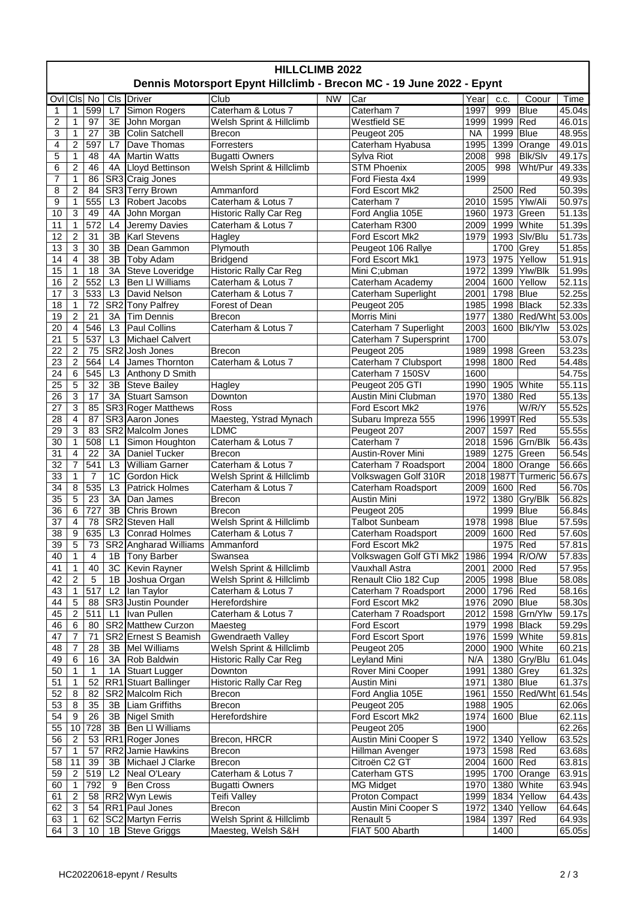# HILLCLIMB 2022

## Dennis Motorsport Epynt Hillclimb - Brecon MC - 19 June 2022 - Epynt

| Ovl | Cls | No | Cls | Driver | Club | NW | Car | Year | c.c. | Coour | Time |
|---|---|---|---|---|---|---|---|---|---|---|---|
| 1 | 1 | 599 | L7 | Simon Rogers | Caterham & Lotus 7 | | Caterham 7 | 1997 | 999 | Blue | 45.04s |
| 2 | 1 | 97 | 3E | John Morgan | Welsh Sprint & Hillclimb | | Westfield SE | 1999 | 1999 | Red | 46.01s |
| 3 | 1 | 27 | 3B | Colin Satchell | Brecon | | Peugeot 205 | NA | 1999 | Blue | 48.95s |
| 4 | 2 | 597 | L7 | Dave Thomas | Forresters | | Caterham Hyabusa | 1995 | 1399 | Orange | 49.01s |
| 5 | 1 | 48 | 4A | Martin Watts | Bugatti Owners | | Sylva Riot | 2008 | 998 | Blk/Slv | 49.17s |
| 6 | 2 | 46 | 4A | Lloyd Bettinson | Welsh Sprint & Hillclimb | | STM Phoenix | 2005 | 998 | Wht/Pur | 49.33s |
| 7 | 1 | 86 | SR3 | Craig Jones | | | Ford Fiesta 4x4 | 1999 | | | 49.93s |
| 8 | 2 | 84 | SR3 | Terry Brown | Ammanford | | Ford Escort Mk2 | | 2500 | Red | 50.39s |
| 9 | 1 | 555 | L3 | Robert Jacobs | Caterham & Lotus 7 | | Caterham 7 | 2010 | 1595 | Ylw/Ali | 50.97s |
| 10 | 3 | 49 | 4A | John Morgan | Historic Rally Car Reg | | Ford Anglia 105E | 1960 | 1973 | Green | 51.13s |
| 11 | 1 | 572 | L4 | Jeremy Davies | Caterham & Lotus 7 | | Caterham R300 | 2009 | 1999 | White | 51.39s |
| 12 | 2 | 31 | 3B | Karl Stevens | Hagley | | Ford Escort Mk2 | 1979 | 1993 | Slv/Blu | 51.73s |
| 13 | 3 | 30 | 3B | Dean Gammon | Plymouth | | Peugeot 106 Rallye | | 1700 | Grey | 51.85s |
| 14 | 4 | 38 | 3B | Toby Adam | Bridgend | | Ford Escort Mk1 | 1973 | 1975 | Yellow | 51.91s |
| 15 | 1 | 18 | 3A | Steve Loveridge | Historic Rally Car Reg | | Mini C;ubman | 1972 | 1399 | Ylw/Blk | 51.99s |
| 16 | 2 | 552 | L3 | Ben Ll Williams | Caterham & Lotus 7 | | Caterham Academy | 2004 | 1600 | Yellow | 52.11s |
| 17 | 3 | 533 | L3 | David Nelson | Caterham & Lotus 7 | | Caterham Superlight | 2001 | 1798 | Blue | 52.25s |
| 18 | 1 | 72 | SR2 | Tony Palfrey | Forest of Dean | | Peugeot 205 | 1985 | 1998 | Black | 52.33s |
| 19 | 2 | 21 | 3A | Tim Dennis | Brecon | | Morris Mini | 1977 | 1380 | Red/Wht | 53.00s |
| 20 | 4 | 546 | L3 | Paul Collins | Caterham & Lotus 7 | | Caterham 7 Superlight | 2003 | 1600 | Blk/Ylw | 53.02s |
| 21 | 5 | 537 | L3 | Michael Calvert | | | Caterham 7 Supersprint | 1700 | | | 53.07s |
| 22 | 2 | 75 | SR2 | Josh Jones | Brecon | | Peugeot 205 | 1989 | 1998 | Green | 53.23s |
| 23 | 2 | 564 | L4 | James Thornton | Caterham & Lotus 7 | | Caterham 7 Clubsport | 1998 | 1800 | Red | 54.48s |
| 24 | 6 | 545 | L3 | Anthony D Smith | | | Caterham 7 150SV | 1600 | | | 54.75s |
| 25 | 5 | 32 | 3B | Steve Bailey | Hagley | | Peugeot 205 GTI | 1990 | 1905 | White | 55.11s |
| 26 | 3 | 17 | 3A | Stuart Samson | Downton | | Austin Mini Clubman | 1970 | 1380 | Red | 55.13s |
| 27 | 3 | 85 | SR3 | Roger Matthews | Ross | | Ford Escort Mk2 | 1976 | | W/R/Y | 55.52s |
| 28 | 4 | 87 | SR3 | Aaron Jones | Maesteg, Ystrad Mynach | | Subaru Impreza 555 | 1996 | 1999T | Red | 55.53s |
| 29 | 3 | 83 | SR2 | Malcolm Jones | LDMC | | Peugeot 207 | 2007 | 1597 | Red | 55.55s |
| 30 | 1 | 508 | L1 | Simon Houghton | Caterham & Lotus 7 | | Caterham 7 | 2018 | 1596 | Grn/Blk | 56.43s |
| 31 | 4 | 22 | 3A | Daniel Tucker | Brecon | | Austin-Rover Mini | 1989 | 1275 | Green | 56.54s |
| 32 | 7 | 541 | L3 | William Garner | Caterham & Lotus 7 | | Caterham 7 Roadsport | 2004 | 1800 | Orange | 56.66s |
| 33 | 1 | 7 | 1C | Gordon Hick | Welsh Sprint & Hillclimb | | Volkswagen Golf 310R | 2018 | 1987T | Turmeric | 56.67s |
| 34 | 8 | 535 | L3 | Patrick Holmes | Caterham & Lotus 7 | | Caterham Roadsport | 2009 | 1600 | Red | 56.70s |
| 35 | 5 | 23 | 3A | Dan James | Brecon | | Austin Mini | 1972 | 1380 | Gry/Blk | 56.82s |
| 36 | 6 | 727 | 3B | Chris Brown | Brecon | | Peugeot 205 | | 1999 | Blue | 56.84s |
| 37 | 4 | 78 | SR2 | Steven Hall | Welsh Sprint & Hillclimb | | Talbot Sunbeam | 1978 | 1998 | Blue | 57.59s |
| 38 | 9 | 635 | L3 | Conrad Holmes | Caterham & Lotus 7 | | Caterham Roadsport | 2009 | 1600 | Red | 57.60s |
| 39 | 5 | 73 | SR2 | Angharad Williams | Ammanford | | Ford Escort Mk2 | | 1975 | Red | 57.81s |
| 40 | 1 | 4 | 1B | Tony Barber | Swansea | | Volkswagen Golf GTI Mk2 | 1986 | 1994 | R/O/W | 57.83s |
| 41 | 1 | 40 | 3C | Kevin Rayner | Welsh Sprint & Hillclimb | | Vauxhall Astra | 2001 | 2000 | Red | 57.95s |
| 42 | 2 | 5 | 1B | Joshua Organ | Welsh Sprint & Hillclimb | | Renault Clio 182 Cup | 2005 | 1998 | Blue | 58.08s |
| 43 | 1 | 517 | L2 | Ian Taylor | Caterham & Lotus 7 | | Caterham 7 Roadsport | 2000 | 1796 | Red | 58.16s |
| 44 | 5 | 88 | SR3 | Justin Pounder | Herefordshire | | Ford Escort Mk2 | 1976 | 2090 | Blue | 58.30s |
| 45 | 2 | 511 | L1 | Ivan Pullen | Caterham & Lotus 7 | | Caterham 7 Roadsport | 2012 | 1598 | Grn/Ylw | 59.17s |
| 46 | 6 | 80 | SR2 | Matthew Curzon | Maesteg | | Ford Escort | 1979 | 1998 | Black | 59.29s |
| 47 | 7 | 71 | SR2 | Ernest S Beamish | Gwendraeth Valley | | Ford Escort Sport | 1976 | 1599 | White | 59.81s |
| 48 | 7 | 28 | 3B | Mel Williams | Welsh Sprint & Hillclimb | | Peugeot 205 | 2000 | 1900 | White | 60.21s |
| 49 | 6 | 16 | 3A | Rob Baldwin | Historic Rally Car Reg | | Leyland Mini | N/A | 1380 | Gry/Blu | 61.04s |
| 50 | 1 | 1 | 1A | Stuart Lugger | Downton | | Rover Mini Cooper | 1991 | 1380 | Grey | 61.32s |
| 51 | 1 | 52 | RR1 | Stuart Ballinger | Historic Rally Car Reg | | Austin Mini | 1971 | 1380 | Blue | 61.37s |
| 52 | 8 | 82 | SR2 | Malcolm Rich | Brecon | | Ford Anglia 105E | 1961 | 1550 | Red/Wht | 61.54s |
| 53 | 8 | 35 | 3B | Liam Griffiths | Brecon | | Peugeot 205 | 1988 | 1905 | | 62.06s |
| 54 | 9 | 26 | 3B | Nigel Smith | Herefordshire | | Ford Escort Mk2 | 1974 | 1600 | Blue | 62.11s |
| 55 | 10 | 728 | 3B | Ben Ll Williams | | | Peugeot 205 | 1900 | | | 62.26s |
| 56 | 2 | 53 | RR1 | Roger Jones | Brecon, HRCR | | Austin Mini Cooper S | 1972 | 1340 | Yellow | 63.52s |
| 57 | 1 | 57 | RR2 | Jamie Hawkins | Brecon | | Hillman Avenger | 1973 | 1598 | Red | 63.68s |
| 58 | 11 | 39 | 3B | Michael J Clarke | Brecon | | Citroën C2 GT | 2004 | 1600 | Red | 63.81s |
| 59 | 2 | 519 | L2 | Neal O'Leary | Caterham & Lotus 7 | | Caterham GTS | 1995 | 1700 | Orange | 63.91s |
| 60 | 1 | 792 | 9 | Ben Cross | Bugatti Owners | | MG Midget | 1970 | 1380 | White | 63.94s |
| 61 | 2 | 58 | RR2 | Wyn Lewis | Teifi Valley | | Proton Compact | 1999 | 1834 | Yellow | 64.43s |
| 62 | 3 | 54 | RR1 | Paul Jones | Brecon | | Austin Mini Cooper S | 1972 | 1340 | Yellow | 64.64s |
| 63 | 1 | 62 | SC2 | Martyn Ferris | Welsh Sprint & Hillclimb | | Renault 5 | 1984 | 1397 | Red | 64.93s |
| 64 | 3 | 10 | 1B | Steve Griggs | Maesteg, Welsh S&H | | FIAT 500 Abarth | | 1400 | | 65.05s |

HC20220618-epynt / Results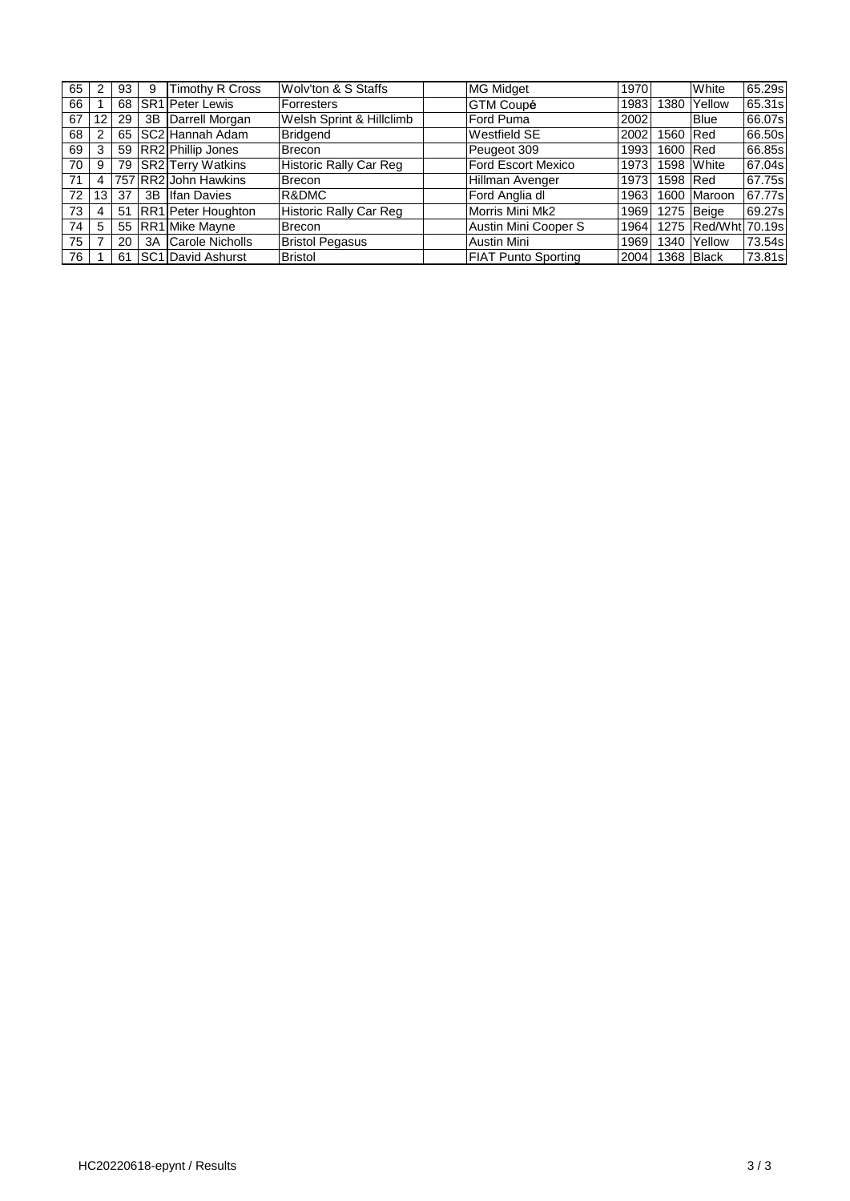| | | | | | | | | | | | |
|---|---|---|---|---|---|---|---|---|---|---|---|
| 65 | 2 | 93 | 9 | Timothy R Cross | Wolv'ton & S Staffs | | MG Midget | 1970 | | White | 65.29s |
| 66 | 1 | 68 | SR1 | Peter Lewis | Forresters | | GTM Coupé | 1983 | 1380 | Yellow | 65.31s |
| 67 | 12 | 29 | 3B | Darrell Morgan | Welsh Sprint & Hillclimb | | Ford Puma | 2002 | | Blue | 66.07s |
| 68 | 2 | 65 | SC2 | Hannah Adam | Bridgend | | Westfield SE | 2002 | 1560 | Red | 66.50s |
| 69 | 3 | 59 | RR2 | Phillip Jones | Brecon | | Peugeot 309 | 1993 | 1600 | Red | 66.85s |
| 70 | 9 | 79 | SR2 | Terry Watkins | Historic Rally Car Reg | | Ford Escort Mexico | 1973 | 1598 | White | 67.04s |
| 71 | 4 | 757 | RR2 | John Hawkins | Brecon | | Hillman Avenger | 1973 | 1598 | Red | 67.75s |
| 72 | 13 | 37 | 3B | Ifan Davies | R&DMC | | Ford Anglia dl | 1963 | 1600 | Maroon | 67.77s |
| 73 | 4 | 51 | RR1 | Peter Houghton | Historic Rally Car Reg | | Morris Mini Mk2 | 1969 | 1275 | Beige | 69.27s |
| 74 | 5 | 55 | RR1 | Mike Mayne | Brecon | | Austin Mini Cooper S | 1964 | 1275 | Red/Wht | 70.19s |
| 75 | 7 | 20 | 3A | Carole Nicholls | Bristol Pegasus | | Austin Mini | 1969 | 1340 | Yellow | 73.54s |
| 76 | 1 | 61 | SC1 | David Ashurst | Bristol | | FIAT Punto Sporting | 2004 | 1368 | Black | 73.81s |